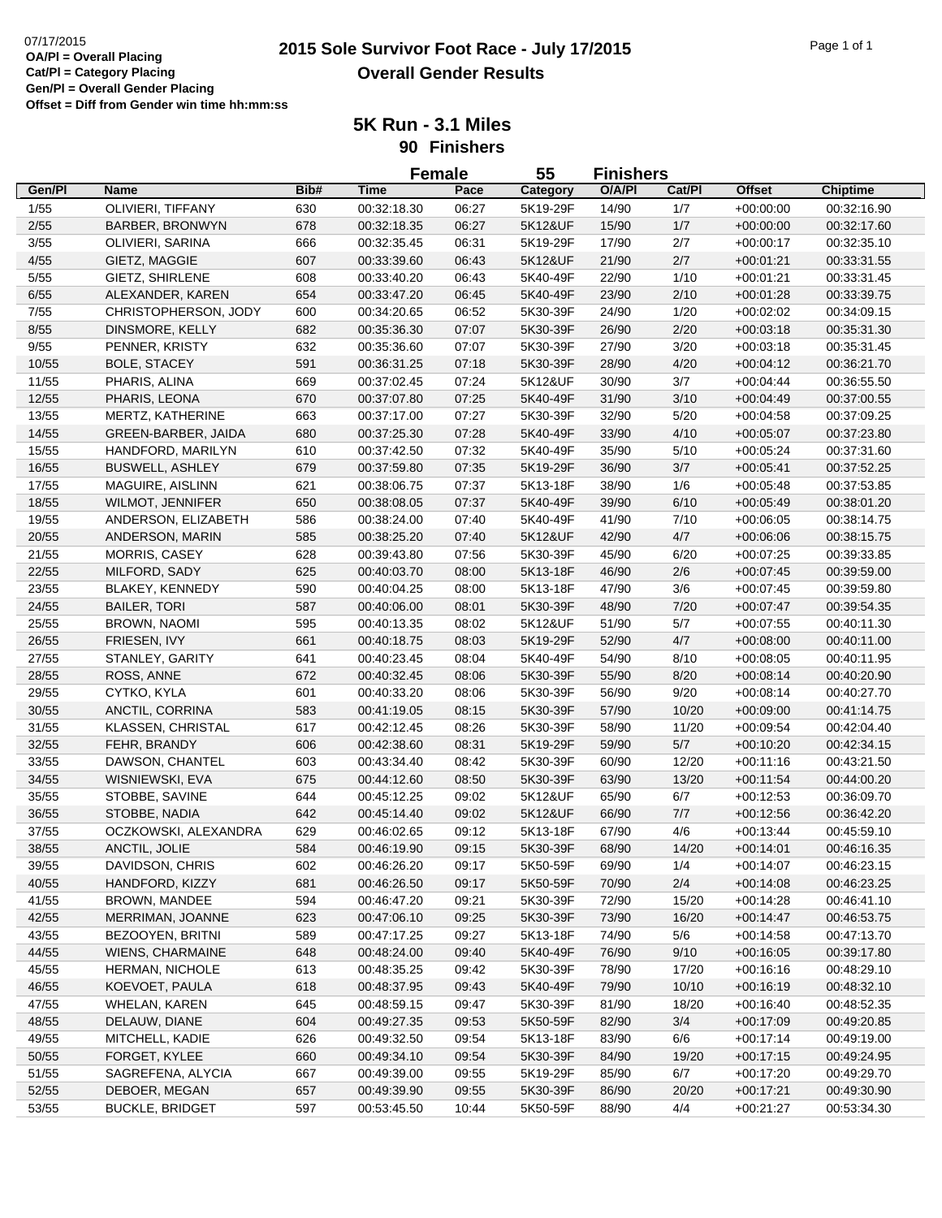07/17/2015
**OA/Pl = Overall Placing**
**Cat/Pl = Category Placing**
**Gen/Pl = Overall Gender Placing**
**Offset = Diff from Gender win time hh:mm:ss**

# 2015 Sole Survivor Foot Race - July 17/2015
## Overall Gender Results

### 5K Run - 3.1 Miles
### 90 Finishers

**Female 55 Finishers**

| Gen/Pl | Name | Bib# | Time | Pace | Category | O/A/Pl | Cat/Pl | Offset | Chiptime |
|---|---|---|---|---|---|---|---|---|---|
| 1/55 | OLIVIERI, TIFFANY | 630 | 00:32:18.30 | 06:27 | 5K19-29F | 14/90 | 1/7 | +00:00:00 | 00:32:16.90 |
| 2/55 | BARBER, BRONWYN | 678 | 00:32:18.35 | 06:27 | 5K12&UF | 15/90 | 1/7 | +00:00:00 | 00:32:17.60 |
| 3/55 | OLIVIERI, SARINA | 666 | 00:32:35.45 | 06:31 | 5K19-29F | 17/90 | 2/7 | +00:00:17 | 00:32:35.10 |
| 4/55 | GIETZ, MAGGIE | 607 | 00:33:39.60 | 06:43 | 5K12&UF | 21/90 | 2/7 | +00:01:21 | 00:33:31.55 |
| 5/55 | GIETZ, SHIRLENE | 608 | 00:33:40.20 | 06:43 | 5K40-49F | 22/90 | 1/10 | +00:01:21 | 00:33:31.45 |
| 6/55 | ALEXANDER, KAREN | 654 | 00:33:47.20 | 06:45 | 5K40-49F | 23/90 | 2/10 | +00:01:28 | 00:33:39.75 |
| 7/55 | CHRISTOPHERSON, JODY | 600 | 00:34:20.65 | 06:52 | 5K30-39F | 24/90 | 1/20 | +00:02:02 | 00:34:09.15 |
| 8/55 | DINSMORE, KELLY | 682 | 00:35:36.30 | 07:07 | 5K30-39F | 26/90 | 2/20 | +00:03:18 | 00:35:31.30 |
| 9/55 | PENNER, KRISTY | 632 | 00:35:36.60 | 07:07 | 5K30-39F | 27/90 | 3/20 | +00:03:18 | 00:35:31.45 |
| 10/55 | BOLE, STACEY | 591 | 00:36:31.25 | 07:18 | 5K30-39F | 28/90 | 4/20 | +00:04:12 | 00:36:21.70 |
| 11/55 | PHARIS, ALINA | 669 | 00:37:02.45 | 07:24 | 5K12&UF | 30/90 | 3/7 | +00:04:44 | 00:36:55.50 |
| 12/55 | PHARIS, LEONA | 670 | 00:37:07.80 | 07:25 | 5K40-49F | 31/90 | 3/10 | +00:04:49 | 00:37:00.55 |
| 13/55 | MERTZ, KATHERINE | 663 | 00:37:17.00 | 07:27 | 5K30-39F | 32/90 | 5/20 | +00:04:58 | 00:37:09.25 |
| 14/55 | GREEN-BARBER, JAIDA | 680 | 00:37:25.30 | 07:28 | 5K40-49F | 33/90 | 4/10 | +00:05:07 | 00:37:23.80 |
| 15/55 | HANDFORD, MARILYN | 610 | 00:37:42.50 | 07:32 | 5K40-49F | 35/90 | 5/10 | +00:05:24 | 00:37:31.60 |
| 16/55 | BUSWELL, ASHLEY | 679 | 00:37:59.80 | 07:35 | 5K19-29F | 36/90 | 3/7 | +00:05:41 | 00:37:52.25 |
| 17/55 | MAGUIRE, AISLINN | 621 | 00:38:06.75 | 07:37 | 5K13-18F | 38/90 | 1/6 | +00:05:48 | 00:37:53.85 |
| 18/55 | WILMOT, JENNIFER | 650 | 00:38:08.05 | 07:37 | 5K40-49F | 39/90 | 6/10 | +00:05:49 | 00:38:01.20 |
| 19/55 | ANDERSON, ELIZABETH | 586 | 00:38:24.00 | 07:40 | 5K40-49F | 41/90 | 7/10 | +00:06:05 | 00:38:14.75 |
| 20/55 | ANDERSON, MARIN | 585 | 00:38:25.20 | 07:40 | 5K12&UF | 42/90 | 4/7 | +00:06:06 | 00:38:15.75 |
| 21/55 | MORRIS, CASEY | 628 | 00:39:43.80 | 07:56 | 5K30-39F | 45/90 | 6/20 | +00:07:25 | 00:39:33.85 |
| 22/55 | MILFORD, SADY | 625 | 00:40:03.70 | 08:00 | 5K13-18F | 46/90 | 2/6 | +00:07:45 | 00:39:59.00 |
| 23/55 | BLAKEY, KENNEDY | 590 | 00:40:04.25 | 08:00 | 5K13-18F | 47/90 | 3/6 | +00:07:45 | 00:39:59.80 |
| 24/55 | BAILER, TORI | 587 | 00:40:06.00 | 08:01 | 5K30-39F | 48/90 | 7/20 | +00:07:47 | 00:39:54.35 |
| 25/55 | BROWN, NAOMI | 595 | 00:40:13.35 | 08:02 | 5K12&UF | 51/90 | 5/7 | +00:07:55 | 00:40:11.30 |
| 26/55 | FRIESEN, IVY | 661 | 00:40:18.75 | 08:03 | 5K19-29F | 52/90 | 4/7 | +00:08:00 | 00:40:11.00 |
| 27/55 | STANLEY, GARITY | 641 | 00:40:23.45 | 08:04 | 5K40-49F | 54/90 | 8/10 | +00:08:05 | 00:40:11.95 |
| 28/55 | ROSS, ANNE | 672 | 00:40:32.45 | 08:06 | 5K30-39F | 55/90 | 8/20 | +00:08:14 | 00:40:20.90 |
| 29/55 | CYTKO, KYLA | 601 | 00:40:33.20 | 08:06 | 5K30-39F | 56/90 | 9/20 | +00:08:14 | 00:40:27.70 |
| 30/55 | ANCTIL, CORRINA | 583 | 00:41:19.05 | 08:15 | 5K30-39F | 57/90 | 10/20 | +00:09:00 | 00:41:14.75 |
| 31/55 | KLASSEN, CHRISTAL | 617 | 00:42:12.45 | 08:26 | 5K30-39F | 58/90 | 11/20 | +00:09:54 | 00:42:04.40 |
| 32/55 | FEHR, BRANDY | 606 | 00:42:38.60 | 08:31 | 5K19-29F | 59/90 | 5/7 | +00:10:20 | 00:42:34.15 |
| 33/55 | DAWSON, CHANTEL | 603 | 00:43:34.40 | 08:42 | 5K30-39F | 60/90 | 12/20 | +00:11:16 | 00:43:21.50 |
| 34/55 | WISNIEWSKI, EVA | 675 | 00:44:12.60 | 08:50 | 5K30-39F | 63/90 | 13/20 | +00:11:54 | 00:44:00.20 |
| 35/55 | STOBBE, SAVINE | 644 | 00:45:12.25 | 09:02 | 5K12&UF | 65/90 | 6/7 | +00:12:53 | 00:36:09.70 |
| 36/55 | STOBBE, NADIA | 642 | 00:45:14.40 | 09:02 | 5K12&UF | 66/90 | 7/7 | +00:12:56 | 00:36:42.20 |
| 37/55 | OCZKOWSKI, ALEXANDRA | 629 | 00:46:02.65 | 09:12 | 5K13-18F | 67/90 | 4/6 | +00:13:44 | 00:45:59.10 |
| 38/55 | ANCTIL, JOLIE | 584 | 00:46:19.90 | 09:15 | 5K30-39F | 68/90 | 14/20 | +00:14:01 | 00:46:16.35 |
| 39/55 | DAVIDSON, CHRIS | 602 | 00:46:26.20 | 09:17 | 5K50-59F | 69/90 | 1/4 | +00:14:07 | 00:46:23.15 |
| 40/55 | HANDFORD, KIZZY | 681 | 00:46:26.50 | 09:17 | 5K50-59F | 70/90 | 2/4 | +00:14:08 | 00:46:23.25 |
| 41/55 | BROWN, MANDEE | 594 | 00:46:47.20 | 09:21 | 5K30-39F | 72/90 | 15/20 | +00:14:28 | 00:46:41.10 |
| 42/55 | MERRIMAN, JOANNE | 623 | 00:47:06.10 | 09:25 | 5K30-39F | 73/90 | 16/20 | +00:14:47 | 00:46:53.75 |
| 43/55 | BEZOOYEN, BRITNI | 589 | 00:47:17.25 | 09:27 | 5K13-18F | 74/90 | 5/6 | +00:14:58 | 00:47:13.70 |
| 44/55 | WIENS, CHARMAINE | 648 | 00:48:24.00 | 09:40 | 5K40-49F | 76/90 | 9/10 | +00:16:05 | 00:39:17.80 |
| 45/55 | HERMAN, NICHOLE | 613 | 00:48:35.25 | 09:42 | 5K30-39F | 78/90 | 17/20 | +00:16:16 | 00:48:29.10 |
| 46/55 | KOEVOET, PAULA | 618 | 00:48:37.95 | 09:43 | 5K40-49F | 79/90 | 10/10 | +00:16:19 | 00:48:32.10 |
| 47/55 | WHELAN, KAREN | 645 | 00:48:59.15 | 09:47 | 5K30-39F | 81/90 | 18/20 | +00:16:40 | 00:48:52.35 |
| 48/55 | DELAUW, DIANE | 604 | 00:49:27.35 | 09:53 | 5K50-59F | 82/90 | 3/4 | +00:17:09 | 00:49:20.85 |
| 49/55 | MITCHELL, KADIE | 626 | 00:49:32.50 | 09:54 | 5K13-18F | 83/90 | 6/6 | +00:17:14 | 00:49:19.00 |
| 50/55 | FORGET, KYLEE | 660 | 00:49:34.10 | 09:54 | 5K30-39F | 84/90 | 19/20 | +00:17:15 | 00:49:24.95 |
| 51/55 | SAGREFENA, ALYCIA | 667 | 00:49:39.00 | 09:55 | 5K19-29F | 85/90 | 6/7 | +00:17:20 | 00:49:29.70 |
| 52/55 | DEBOER, MEGAN | 657 | 00:49:39.90 | 09:55 | 5K30-39F | 86/90 | 20/20 | +00:17:21 | 00:49:30.90 |
| 53/55 | BUCKLE, BRIDGET | 597 | 00:53:45.50 | 10:44 | 5K50-59F | 88/90 | 4/4 | +00:21:27 | 00:53:34.30 |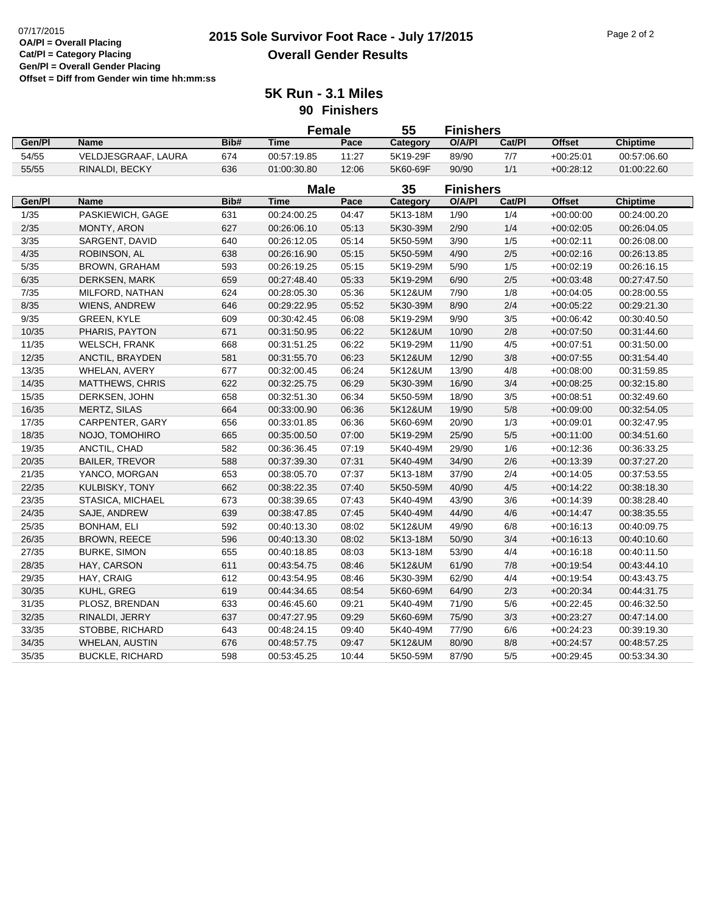07/17/2015

**OA/Pl = Overall Placing**
**Cat/Pl = Category Placing**
**Gen/Pl = Overall Gender Placing**
**Offset = Diff from Gender win time hh:mm:ss**

# 2015 Sole Survivor Foot Race - July 17/2015

## Overall Gender Results

### 5K Run - 3.1 Miles

**90 Finishers**

**Female 55 Finishers**

| Gen/Pl | Name | Bib# | Time | Pace | Category | O/A/Pl | Cat/Pl | Offset | Chiptime |
|---|---|---|---|---|---|---|---|---|---|
| 54/55 | VELDJESGRAAF, LAURA | 674 | 00:57:19.85 | 11:27 | 5K19-29F | 89/90 | 7/7 | +00:25:01 | 00:57:06.60 |
| 55/55 | RINALDI, BECKY | 636 | 01:00:30.80 | 12:06 | 5K60-69F | 90/90 | 1/1 | +00:28:12 | 01:00:22.60 |

**Male 35 Finishers**

| Gen/Pl | Name | Bib# | Time | Pace | Category | O/A/Pl | Cat/Pl | Offset | Chiptime |
|---|---|---|---|---|---|---|---|---|---|
| 1/35 | PASKIEWICH, GAGE | 631 | 00:24:00.25 | 04:47 | 5K13-18M | 1/90 | 1/4 | +00:00:00 | 00:24:00.20 |
| 2/35 | MONTY, ARON | 627 | 00:26:06.10 | 05:13 | 5K30-39M | 2/90 | 1/4 | +00:02:05 | 00:26:04.05 |
| 3/35 | SARGENT, DAVID | 640 | 00:26:12.05 | 05:14 | 5K50-59M | 3/90 | 1/5 | +00:02:11 | 00:26:08.00 |
| 4/35 | ROBINSON, AL | 638 | 00:26:16.90 | 05:15 | 5K50-59M | 4/90 | 2/5 | +00:02:16 | 00:26:13.85 |
| 5/35 | BROWN, GRAHAM | 593 | 00:26:19.25 | 05:15 | 5K19-29M | 5/90 | 1/5 | +00:02:19 | 00:26:16.15 |
| 6/35 | DERKSEN, MARK | 659 | 00:27:48.40 | 05:33 | 5K19-29M | 6/90 | 2/5 | +00:03:48 | 00:27:47.50 |
| 7/35 | MILFORD, NATHAN | 624 | 00:28:05.30 | 05:36 | 5K12&UM | 7/90 | 1/8 | +00:04:05 | 00:28:00.55 |
| 8/35 | WIENS, ANDREW | 646 | 00:29:22.95 | 05:52 | 5K30-39M | 8/90 | 2/4 | +00:05:22 | 00:29:21.30 |
| 9/35 | GREEN, KYLE | 609 | 00:30:42.45 | 06:08 | 5K19-29M | 9/90 | 3/5 | +00:06:42 | 00:30:40.50 |
| 10/35 | PHARIS, PAYTON | 671 | 00:31:50.95 | 06:22 | 5K12&UM | 10/90 | 2/8 | +00:07:50 | 00:31:44.60 |
| 11/35 | WELSCH, FRANK | 668 | 00:31:51.25 | 06:22 | 5K19-29M | 11/90 | 4/5 | +00:07:51 | 00:31:50.00 |
| 12/35 | ANCTIL, BRAYDEN | 581 | 00:31:55.70 | 06:23 | 5K12&UM | 12/90 | 3/8 | +00:07:55 | 00:31:54.40 |
| 13/35 | WHELAN, AVERY | 677 | 00:32:00.45 | 06:24 | 5K12&UM | 13/90 | 4/8 | +00:08:00 | 00:31:59.85 |
| 14/35 | MATTHEWS, CHRIS | 622 | 00:32:25.75 | 06:29 | 5K30-39M | 16/90 | 3/4 | +00:08:25 | 00:32:15.80 |
| 15/35 | DERKSEN, JOHN | 658 | 00:32:51.30 | 06:34 | 5K50-59M | 18/90 | 3/5 | +00:08:51 | 00:32:49.60 |
| 16/35 | MERTZ, SILAS | 664 | 00:33:00.90 | 06:36 | 5K12&UM | 19/90 | 5/8 | +00:09:00 | 00:32:54.05 |
| 17/35 | CARPENTER, GARY | 656 | 00:33:01.85 | 06:36 | 5K60-69M | 20/90 | 1/3 | +00:09:01 | 00:32:47.95 |
| 18/35 | NOJO, TOMOHIRO | 665 | 00:35:00.50 | 07:00 | 5K19-29M | 25/90 | 5/5 | +00:11:00 | 00:34:51.60 |
| 19/35 | ANCTIL, CHAD | 582 | 00:36:36.45 | 07:19 | 5K40-49M | 29/90 | 1/6 | +00:12:36 | 00:36:33.25 |
| 20/35 | BAILER, TREVOR | 588 | 00:37:39.30 | 07:31 | 5K40-49M | 34/90 | 2/6 | +00:13:39 | 00:37:27.20 |
| 21/35 | YANCO, MORGAN | 653 | 00:38:05.70 | 07:37 | 5K13-18M | 37/90 | 2/4 | +00:14:05 | 00:37:53.55 |
| 22/35 | KULBISKY, TONY | 662 | 00:38:22.35 | 07:40 | 5K50-59M | 40/90 | 4/5 | +00:14:22 | 00:38:18.30 |
| 23/35 | STASICA, MICHAEL | 673 | 00:38:39.65 | 07:43 | 5K40-49M | 43/90 | 3/6 | +00:14:39 | 00:38:28.40 |
| 24/35 | SAJE, ANDREW | 639 | 00:38:47.85 | 07:45 | 5K40-49M | 44/90 | 4/6 | +00:14:47 | 00:38:35.55 |
| 25/35 | BONHAM, ELI | 592 | 00:40:13.30 | 08:02 | 5K12&UM | 49/90 | 6/8 | +00:16:13 | 00:40:09.75 |
| 26/35 | BROWN, REECE | 596 | 00:40:13.30 | 08:02 | 5K13-18M | 50/90 | 3/4 | +00:16:13 | 00:40:10.60 |
| 27/35 | BURKE, SIMON | 655 | 00:40:18.85 | 08:03 | 5K13-18M | 53/90 | 4/4 | +00:16:18 | 00:40:11.50 |
| 28/35 | HAY, CARSON | 611 | 00:43:54.75 | 08:46 | 5K12&UM | 61/90 | 7/8 | +00:19:54 | 00:43:44.10 |
| 29/35 | HAY, CRAIG | 612 | 00:43:54.95 | 08:46 | 5K30-39M | 62/90 | 4/4 | +00:19:54 | 00:43:43.75 |
| 30/35 | KUHL, GREG | 619 | 00:44:34.65 | 08:54 | 5K60-69M | 64/90 | 2/3 | +00:20:34 | 00:44:31.75 |
| 31/35 | PLOSZ, BRENDAN | 633 | 00:46:45.60 | 09:21 | 5K40-49M | 71/90 | 5/6 | +00:22:45 | 00:46:32.50 |
| 32/35 | RINALDI, JERRY | 637 | 00:47:27.95 | 09:29 | 5K60-69M | 75/90 | 3/3 | +00:23:27 | 00:47:14.00 |
| 33/35 | STOBBE, RICHARD | 643 | 00:48:24.15 | 09:40 | 5K40-49M | 77/90 | 6/6 | +00:24:23 | 00:39:19.30 |
| 34/35 | WHELAN, AUSTIN | 676 | 00:48:57.75 | 09:47 | 5K12&UM | 80/90 | 8/8 | +00:24:57 | 00:48:57.25 |
| 35/35 | BUCKLE, RICHARD | 598 | 00:53:45.25 | 10:44 | 5K50-59M | 87/90 | 5/5 | +00:29:45 | 00:53:34.30 |